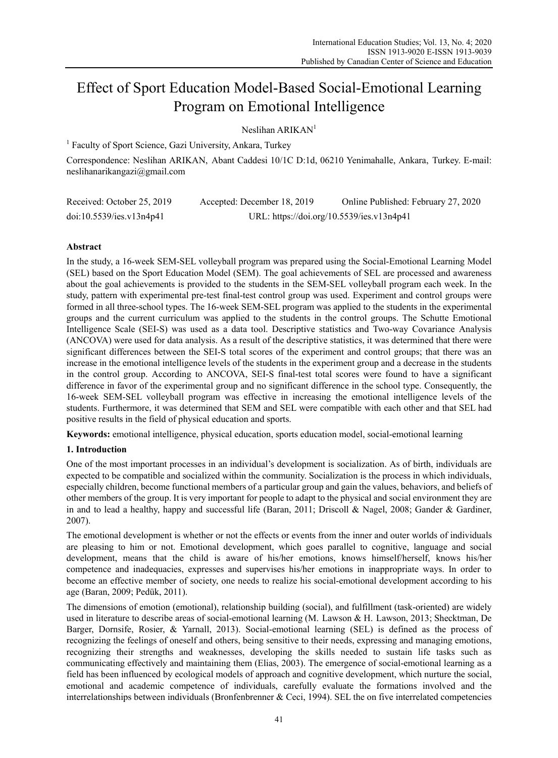# Effect of Sport Education Model-Based Social-Emotional Learning Program on Emotional Intelligence

Neslihan ARIKAN[1]

[1] Faculty of Sport Science, Gazi University, Ankara, Turkey

Correspondence: Neslihan ARIKAN, Abant Caddesi 10/1C D:1d, 06210 Yenimahalle, Ankara, Turkey. E-mail: neslihanarikangazi@gmail.com

Received: October 25, 2019 Accepted: December 18, 2019 Online Published: February 27, 2020

doi:10.5539/ies.v13n4p41 URL: https://doi.org/10.5539/ies.v13n4p41

## Abstract

In the study, a 16-week SEM-SEL volleyball program was prepared using the Social-Emotional Learning Model (SEL) based on the Sport Education Model (SEM). The goal achievements of SEL are processed and awareness about the goal achievements is provided to the students in the SEM-SEL volleyball program each week. In the study, pattern with experimental pre-test final-test control group was used. Experiment and control groups were formed in all three-school types. The 16-week SEM-SEL program was applied to the students in the experimental groups and the current curriculum was applied to the students in the control groups. The Schutte Emotional Intelligence Scale (SEI-S) was used as a data tool. Descriptive statistics and Two-way Covariance Analysis (ANCOVA) were used for data analysis. As a result of the descriptive statistics, it was determined that there were significant differences between the SEI-S total scores of the experiment and control groups; that there was an increase in the emotional intelligence levels of the students in the experiment group and a decrease in the students in the control group. According to ANCOVA, SEI-S final-test total scores were found to have a significant difference in favor of the experimental group and no significant difference in the school type. Consequently, the 16-week SEM-SEL volleyball program was effective in increasing the emotional intelligence levels of the students. Furthermore, it was determined that SEM and SEL were compatible with each other and that SEL had positive results in the field of physical education and sports.

**Keywords:** emotional intelligence, physical education, sports education model, social-emotional learning

## 1. Introduction

One of the most important processes in an individual's development is socialization. As of birth, individuals are expected to be compatible and socialized within the community. Socialization is the process in which individuals, especially children, become functional members of a particular group and gain the values, behaviors, and beliefs of other members of the group. It is very important for people to adapt to the physical and social environment they are in and to lead a healthy, happy and successful life (Baran, 2011; Driscoll & Nagel, 2008; Gander & Gardiner, 2007).

The emotional development is whether or not the effects or events from the inner and outer worlds of individuals are pleasing to him or not. Emotional development, which goes parallel to cognitive, language and social development, means that the child is aware of his/her emotions, knows himself/herself, knows his/her competence and inadequacies, expresses and supervises his/her emotions in inappropriate ways. In order to become an effective member of society, one needs to realize his social-emotional development according to his age (Baran, 2009; Pedük, 2011).

The dimensions of emotion (emotional), relationship building (social), and fulfillment (task-oriented) are widely used in literature to describe areas of social-emotional learning (M. Lawson & H. Lawson, 2013; Shecktman, De Barger, Dornsife, Rosier, & Yarnall, 2013). Social-emotional learning (SEL) is defined as the process of recognizing the feelings of oneself and others, being sensitive to their needs, expressing and managing emotions, recognizing their strengths and weaknesses, developing the skills needed to sustain life tasks such as communicating effectively and maintaining them (Elias, 2003). The emergence of social-emotional learning as a field has been influenced by ecological models of approach and cognitive development, which nurture the social, emotional and academic competence of individuals, carefully evaluate the formations involved and the interrelationships between individuals (Bronfenbrenner & Ceci, 1994). SEL the on five interrelated competencies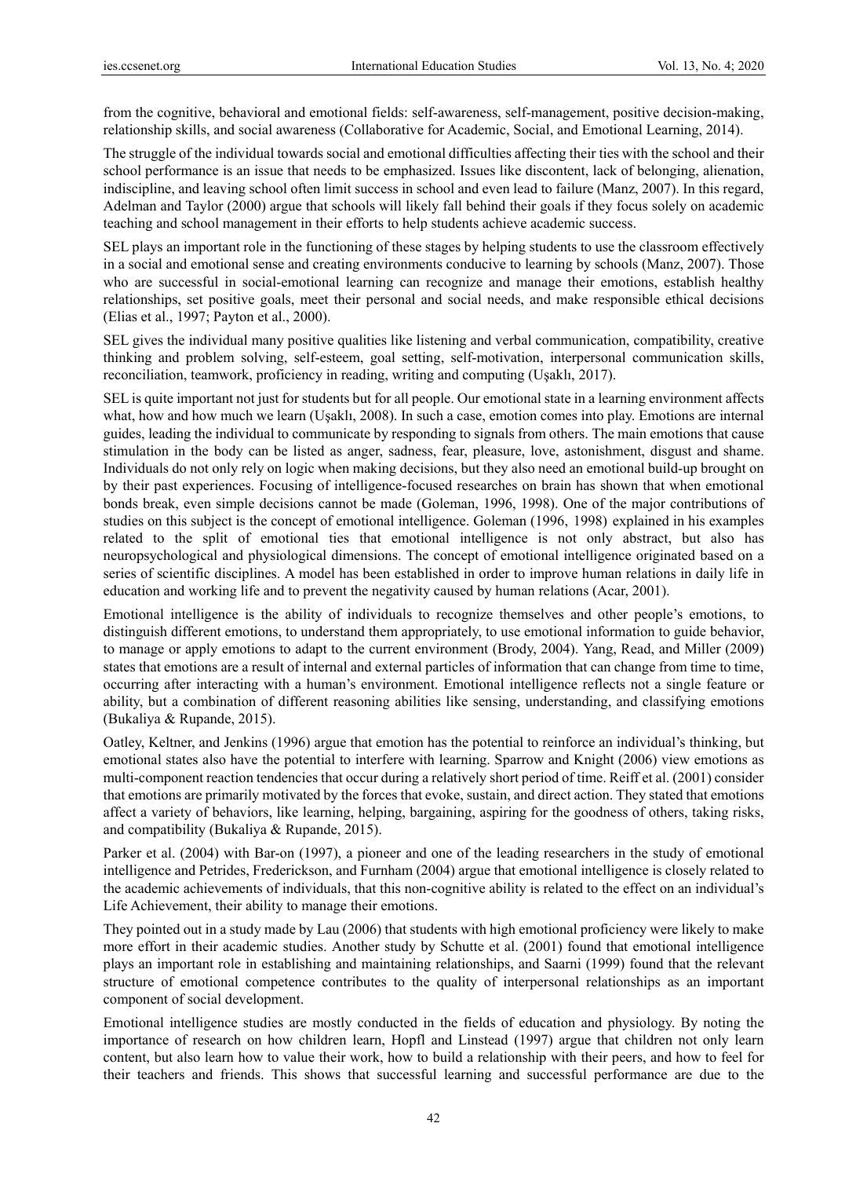from the cognitive, behavioral and emotional fields: self-awareness, self-management, positive decision-making, relationship skills, and social awareness (Collaborative for Academic, Social, and Emotional Learning, 2014).

The struggle of the individual towards social and emotional difficulties affecting their ties with the school and their school performance is an issue that needs to be emphasized. Issues like discontent, lack of belonging, alienation, indiscipline, and leaving school often limit success in school and even lead to failure (Manz, 2007). In this regard, Adelman and Taylor (2000) argue that schools will likely fall behind their goals if they focus solely on academic teaching and school management in their efforts to help students achieve academic success.

SEL plays an important role in the functioning of these stages by helping students to use the classroom effectively in a social and emotional sense and creating environments conducive to learning by schools (Manz, 2007). Those who are successful in social-emotional learning can recognize and manage their emotions, establish healthy relationships, set positive goals, meet their personal and social needs, and make responsible ethical decisions (Elias et al., 1997; Payton et al., 2000).

SEL gives the individual many positive qualities like listening and verbal communication, compatibility, creative thinking and problem solving, self-esteem, goal setting, self-motivation, interpersonal communication skills, reconciliation, teamwork, proficiency in reading, writing and computing (Uşaklı, 2017).

SEL is quite important not just for students but for all people. Our emotional state in a learning environment affects what, how and how much we learn (Uşaklı, 2008). In such a case, emotion comes into play. Emotions are internal guides, leading the individual to communicate by responding to signals from others. The main emotions that cause stimulation in the body can be listed as anger, sadness, fear, pleasure, love, astonishment, disgust and shame. Individuals do not only rely on logic when making decisions, but they also need an emotional build-up brought on by their past experiences. Focusing of intelligence-focused researches on brain has shown that when emotional bonds break, even simple decisions cannot be made (Goleman, 1996, 1998). One of the major contributions of studies on this subject is the concept of emotional intelligence. Goleman (1996, 1998) explained in his examples related to the split of emotional ties that emotional intelligence is not only abstract, but also has neuropsychological and physiological dimensions. The concept of emotional intelligence originated based on a series of scientific disciplines. A model has been established in order to improve human relations in daily life in education and working life and to prevent the negativity caused by human relations (Acar, 2001).

Emotional intelligence is the ability of individuals to recognize themselves and other people's emotions, to distinguish different emotions, to understand them appropriately, to use emotional information to guide behavior, to manage or apply emotions to adapt to the current environment (Brody, 2004). Yang, Read, and Miller (2009) states that emotions are a result of internal and external particles of information that can change from time to time, occurring after interacting with a human's environment. Emotional intelligence reflects not a single feature or ability, but a combination of different reasoning abilities like sensing, understanding, and classifying emotions (Bukaliya & Rupande, 2015).

Oatley, Keltner, and Jenkins (1996) argue that emotion has the potential to reinforce an individual's thinking, but emotional states also have the potential to interfere with learning. Sparrow and Knight (2006) view emotions as multi-component reaction tendencies that occur during a relatively short period of time. Reiff et al. (2001) consider that emotions are primarily motivated by the forces that evoke, sustain, and direct action. They stated that emotions affect a variety of behaviors, like learning, helping, bargaining, aspiring for the goodness of others, taking risks, and compatibility (Bukaliya & Rupande, 2015).

Parker et al. (2004) with Bar-on (1997), a pioneer and one of the leading researchers in the study of emotional intelligence and Petrides, Frederickson, and Furnham (2004) argue that emotional intelligence is closely related to the academic achievements of individuals, that this non-cognitive ability is related to the effect on an individual's Life Achievement, their ability to manage their emotions.

They pointed out in a study made by Lau (2006) that students with high emotional proficiency were likely to make more effort in their academic studies. Another study by Schutte et al. (2001) found that emotional intelligence plays an important role in establishing and maintaining relationships, and Saarni (1999) found that the relevant structure of emotional competence contributes to the quality of interpersonal relationships as an important component of social development.

Emotional intelligence studies are mostly conducted in the fields of education and physiology. By noting the importance of research on how children learn, Hopfl and Linstead (1997) argue that children not only learn content, but also learn how to value their work, how to build a relationship with their peers, and how to feel for their teachers and friends. This shows that successful learning and successful performance are due to the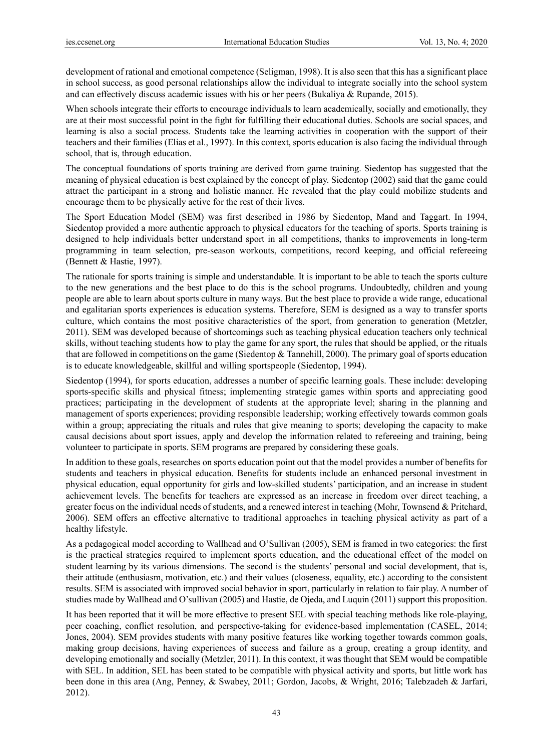development of rational and emotional competence (Seligman, 1998). It is also seen that this has a significant place in school success, as good personal relationships allow the individual to integrate socially into the school system and can effectively discuss academic issues with his or her peers (Bukaliya & Rupande, 2015).

When schools integrate their efforts to encourage individuals to learn academically, socially and emotionally, they are at their most successful point in the fight for fulfilling their educational duties. Schools are social spaces, and learning is also a social process. Students take the learning activities in cooperation with the support of their teachers and their families (Elias et al., 1997). In this context, sports education is also facing the individual through school, that is, through education.

The conceptual foundations of sports training are derived from game training. Siedentop has suggested that the meaning of physical education is best explained by the concept of play. Siedentop (2002) said that the game could attract the participant in a strong and holistic manner. He revealed that the play could mobilize students and encourage them to be physically active for the rest of their lives.

The Sport Education Model (SEM) was first described in 1986 by Siedentop, Mand and Taggart. In 1994, Siedentop provided a more authentic approach to physical educators for the teaching of sports. Sports training is designed to help individuals better understand sport in all competitions, thanks to improvements in long-term programming in team selection, pre-season workouts, competitions, record keeping, and official refereeing (Bennett & Hastie, 1997).

The rationale for sports training is simple and understandable. It is important to be able to teach the sports culture to the new generations and the best place to do this is the school programs. Undoubtedly, children and young people are able to learn about sports culture in many ways. But the best place to provide a wide range, educational and egalitarian sports experiences is education systems. Therefore, SEM is designed as a way to transfer sports culture, which contains the most positive characteristics of the sport, from generation to generation (Metzler, 2011). SEM was developed because of shortcomings such as teaching physical education teachers only technical skills, without teaching students how to play the game for any sport, the rules that should be applied, or the rituals that are followed in competitions on the game (Siedentop & Tannehill, 2000). The primary goal of sports education is to educate knowledgeable, skillful and willing sportspeople (Siedentop, 1994).

Siedentop (1994), for sports education, addresses a number of specific learning goals. These include: developing sports-specific skills and physical fitness; implementing strategic games within sports and appreciating good practices; participating in the development of students at the appropriate level; sharing in the planning and management of sports experiences; providing responsible leadership; working effectively towards common goals within a group; appreciating the rituals and rules that give meaning to sports; developing the capacity to make causal decisions about sport issues, apply and develop the information related to refereeing and training, being volunteer to participate in sports. SEM programs are prepared by considering these goals.

In addition to these goals, researches on sports education point out that the model provides a number of benefits for students and teachers in physical education. Benefits for students include an enhanced personal investment in physical education, equal opportunity for girls and low-skilled students' participation, and an increase in student achievement levels. The benefits for teachers are expressed as an increase in freedom over direct teaching, a greater focus on the individual needs of students, and a renewed interest in teaching (Mohr, Townsend & Pritchard, 2006). SEM offers an effective alternative to traditional approaches in teaching physical activity as part of a healthy lifestyle.

As a pedagogical model according to Wallhead and O'Sullivan (2005), SEM is framed in two categories: the first is the practical strategies required to implement sports education, and the educational effect of the model on student learning by its various dimensions. The second is the students' personal and social development, that is, their attitude (enthusiasm, motivation, etc.) and their values (closeness, equality, etc.) according to the consistent results. SEM is associated with improved social behavior in sport, particularly in relation to fair play. A number of studies made by Wallhead and O'sullivan (2005) and Hastie, de Ojeda, and Luquin (2011) support this proposition.

It has been reported that it will be more effective to present SEL with special teaching methods like role-playing, peer coaching, conflict resolution, and perspective-taking for evidence-based implementation (CASEL, 2014; Jones, 2004). SEM provides students with many positive features like working together towards common goals, making group decisions, having experiences of success and failure as a group, creating a group identity, and developing emotionally and socially (Metzler, 2011). In this context, it was thought that SEM would be compatible with SEL. In addition, SEL has been stated to be compatible with physical activity and sports, but little work has been done in this area (Ang, Penney, & Swabey, 2011; Gordon, Jacobs, & Wright, 2016; Talebzadeh & Jarfari, 2012).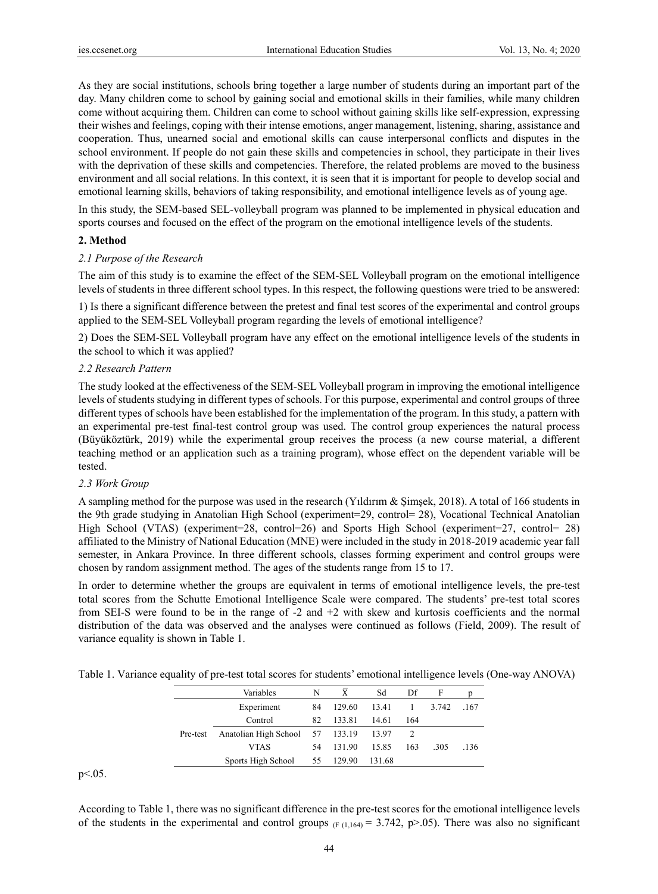As they are social institutions, schools bring together a large number of students during an important part of the day. Many children come to school by gaining social and emotional skills in their families, while many children come without acquiring them. Children can come to school without gaining skills like self-expression, expressing their wishes and feelings, coping with their intense emotions, anger management, listening, sharing, assistance and cooperation. Thus, unearned social and emotional skills can cause interpersonal conflicts and disputes in the school environment. If people do not gain these skills and competencies in school, they participate in their lives with the deprivation of these skills and competencies. Therefore, the related problems are moved to the business environment and all social relations. In this context, it is seen that it is important for people to develop social and emotional learning skills, behaviors of taking responsibility, and emotional intelligence levels as of young age.

In this study, the SEM-based SEL-volleyball program was planned to be implemented in physical education and sports courses and focused on the effect of the program on the emotional intelligence levels of the students.

## 2. Method

### *2.1 Purpose of the Research*

The aim of this study is to examine the effect of the SEM-SEL Volleyball program on the emotional intelligence levels of students in three different school types. In this respect, the following questions were tried to be answered:

1) Is there a significant difference between the pretest and final test scores of the experimental and control groups applied to the SEM-SEL Volleyball program regarding the levels of emotional intelligence?

2) Does the SEM-SEL Volleyball program have any effect on the emotional intelligence levels of the students in the school to which it was applied?

### *2.2 Research Pattern*

The study looked at the effectiveness of the SEM-SEL Volleyball program in improving the emotional intelligence levels of students studying in different types of schools. For this purpose, experimental and control groups of three different types of schools have been established for the implementation of the program. In this study, a pattern with an experimental pre-test final-test control group was used. The control group experiences the natural process (Büyüköztürk, 2019) while the experimental group receives the process (a new course material, a different teaching method or an application such as a training program), whose effect on the dependent variable will be tested.

### *2.3 Work Group*

A sampling method for the purpose was used in the research (Yıldırım & Şimşek, 2018). A total of 166 students in the 9th grade studying in Anatolian High School (experiment=29, control= 28), Vocational Technical Anatolian High School (VTAS) (experiment=28, control=26) and Sports High School (experiment=27, control= 28) affiliated to the Ministry of National Education (MNE) were included in the study in 2018-2019 academic year fall semester, in Ankara Province. In three different schools, classes forming experiment and control groups were chosen by random assignment method. The ages of the students range from 15 to 17.

In order to determine whether the groups are equivalent in terms of emotional intelligence levels, the pre-test total scores from the Schutte Emotional Intelligence Scale were compared. The students' pre-test total scores from SEI-S were found to be in the range of -2 and +2 with skew and kurtosis coefficients and the normal distribution of the data was observed and the analyses were continued as follows (Field, 2009). The result of variance equality is shown in Table 1.

Table 1. Variance equality of pre-test total scores for students' emotional intelligence levels (One-way ANOVA)

| | Variables | N | $\bar{X}$ | Sd | Df | F | p |
|---|---|---|---|---|---|---|---|
| | Experiment | 84 | 129.60 | 13.41 | 1 | 3.742 | .167 |
| | Control | 82 | 133.81 | 14.61 | 164 | | |
| Pre-test | Anatolian High School | 57 | 133.19 | 13.97 | 2 | | |
| | VTAS | 54 | 131.90 | 15.85 | 163 | .305 | .136 |
| | Sports High School | 55 | 129.90 | 131.68 | | | |

$p<.05$.

According to Table 1, there was no significant difference in the pre-test scores for the emotional intelligence levels of the students in the experimental and control groups ($F_{(1,164)} = 3.742$, $p>.05$). There was also no significant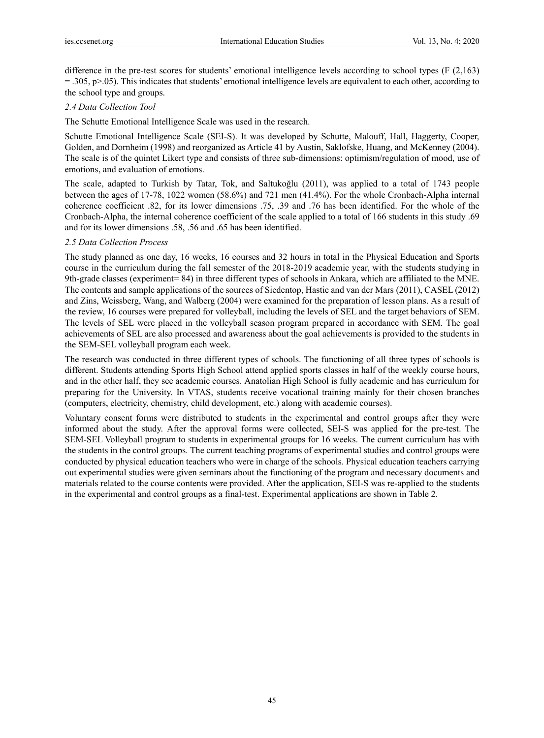difference in the pre-test scores for students' emotional intelligence levels according to school types ($F(2,163) = .305, p>.05$). This indicates that students' emotional intelligence levels are equivalent to each other, according to the school type and groups.

### *2.4 Data Collection Tool*

The Schutte Emotional Intelligence Scale was used in the research.

Schutte Emotional Intelligence Scale (SEI-S). It was developed by Schutte, Malouff, Hall, Haggerty, Cooper, Golden, and Dornheim (1998) and reorganized as Article 41 by Austin, Saklofske, Huang, and McKenney (2004). The scale is of the quintet Likert type and consists of three sub-dimensions: optimism/regulation of mood, use of emotions, and evaluation of emotions.

The scale, adapted to Turkish by Tatar, Tok, and Saltukoğlu (2011), was applied to a total of 1743 people between the ages of 17-78, 1022 women (58.6%) and 721 men (41.4%). For the whole Cronbach-Alpha internal coherence coefficient .82, for its lower dimensions .75, .39 and .76 has been identified. For the whole of the Cronbach-Alpha, the internal coherence coefficient of the scale applied to a total of 166 students in this study .69 and for its lower dimensions .58, .56 and .65 has been identified.

### *2.5 Data Collection Process*

The study planned as one day, 16 weeks, 16 courses and 32 hours in total in the Physical Education and Sports course in the curriculum during the fall semester of the 2018-2019 academic year, with the students studying in 9th-grade classes (experiment= 84) in three different types of schools in Ankara, which are affiliated to the MNE. The contents and sample applications of the sources of Siedentop, Hastie and van der Mars (2011), CASEL (2012) and Zins, Weissberg, Wang, and Walberg (2004) were examined for the preparation of lesson plans. As a result of the review, 16 courses were prepared for volleyball, including the levels of SEL and the target behaviors of SEM. The levels of SEL were placed in the volleyball season program prepared in accordance with SEM. The goal achievements of SEL are also processed and awareness about the goal achievements is provided to the students in the SEM-SEL volleyball program each week.

The research was conducted in three different types of schools. The functioning of all three types of schools is different. Students attending Sports High School attend applied sports classes in half of the weekly course hours, and in the other half, they see academic courses. Anatolian High School is fully academic and has curriculum for preparing for the University. In VTAS, students receive vocational training mainly for their chosen branches (computers, electricity, chemistry, child development, etc.) along with academic courses).

Voluntary consent forms were distributed to students in the experimental and control groups after they were informed about the study. After the approval forms were collected, SEI-S was applied for the pre-test. The SEM-SEL Volleyball program to students in experimental groups for 16 weeks. The current curriculum has with the students in the control groups. The current teaching programs of experimental studies and control groups were conducted by physical education teachers who were in charge of the schools. Physical education teachers carrying out experimental studies were given seminars about the functioning of the program and necessary documents and materials related to the course contents were provided. After the application, SEI-S was re-applied to the students in the experimental and control groups as a final-test. Experimental applications are shown in Table 2.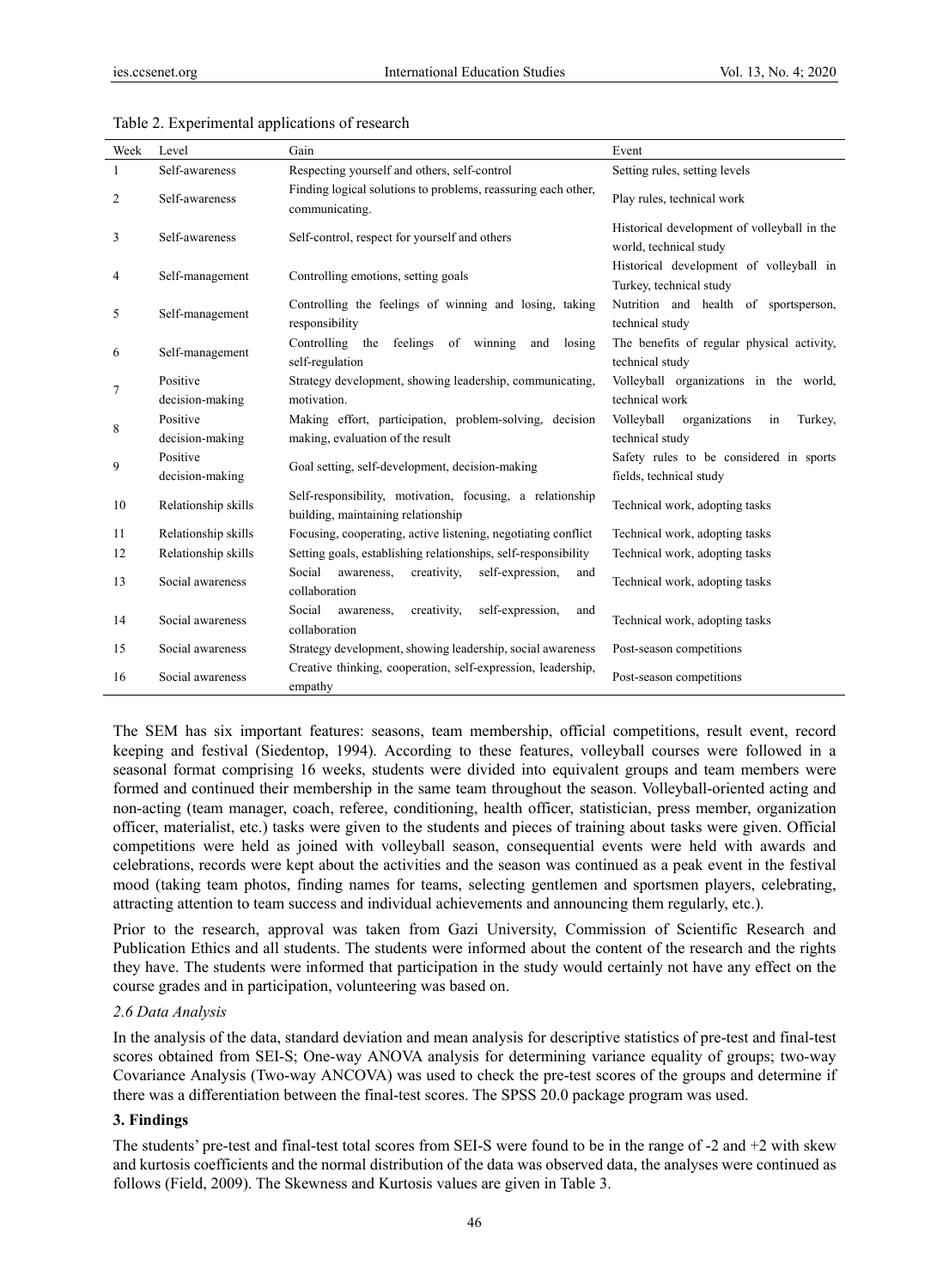Table 2. Experimental applications of research

| Week | Level | Gain | Event |
|---|---|---|---|
| 1 | Self-awareness | Respecting yourself and others, self-control | Setting rules, setting levels |
| 2 | Self-awareness | Finding logical solutions to problems, reassuring each other, communicating. | Play rules, technical work |
| 3 | Self-awareness | Self-control, respect for yourself and others | Historical development of volleyball in the world, technical study |
| 4 | Self-management | Controlling emotions, setting goals | Historical development of volleyball in Turkey, technical study |
| 5 | Self-management | Controlling the feelings of winning and losing, taking responsibility | Nutrition and health of sportsperson, technical study |
| 6 | Self-management | Controlling the feelings of winning and losing self-regulation | The benefits of regular physical activity, technical study |
| 7 | Positive decision-making | Strategy development, showing leadership, communicating, motivation. | Volleyball organizations in the world, technical work |
| 8 | Positive decision-making | Making effort, participation, problem-solving, decision making, evaluation of the result | Volleyball organizations in Turkey, technical study |
| 9 | Positive decision-making | Goal setting, self-development, decision-making | Safety rules to be considered in sports fields, technical study |
| 10 | Relationship skills | Self-responsibility, motivation, focusing, a relationship building, maintaining relationship | Technical work, adopting tasks |
| 11 | Relationship skills | Focusing, cooperating, active listening, negotiating conflict | Technical work, adopting tasks |
| 12 | Relationship skills | Setting goals, establishing relationships, self-responsibility | Technical work, adopting tasks |
| 13 | Social awareness | Social awareness, creativity, self-expression, and collaboration | Technical work, adopting tasks |
| 14 | Social awareness | Social awareness, creativity, self-expression, and collaboration | Technical work, adopting tasks |
| 15 | Social awareness | Strategy development, showing leadership, social awareness | Post-season competitions |
| 16 | Social awareness | Creative thinking, cooperation, self-expression, leadership, empathy | Post-season competitions |

The SEM has six important features: seasons, team membership, official competitions, result event, record keeping and festival (Siedentop, 1994). According to these features, volleyball courses were followed in a seasonal format comprising 16 weeks, students were divided into equivalent groups and team members were formed and continued their membership in the same team throughout the season. Volleyball-oriented acting and non-acting (team manager, coach, referee, conditioning, health officer, statistician, press member, organization officer, materialist, etc.) tasks were given to the students and pieces of training about tasks were given. Official competitions were held as joined with volleyball season, consequential events were held with awards and celebrations, records were kept about the activities and the season was continued as a peak event in the festival mood (taking team photos, finding names for teams, selecting gentlemen and sportsmen players, celebrating, attracting attention to team success and individual achievements and announcing them regularly, etc.).

Prior to the research, approval was taken from Gazi University, Commission of Scientific Research and Publication Ethics and all students. The students were informed about the content of the research and the rights they have. The students were informed that participation in the study would certainly not have any effect on the course grades and in participation, volunteering was based on.

*2.6 Data Analysis*

In the analysis of the data, standard deviation and mean analysis for descriptive statistics of pre-test and final-test scores obtained from SEI-S; One-way ANOVA analysis for determining variance equality of groups; two-way Covariance Analysis (Two-way ANCOVA) was used to check the pre-test scores of the groups and determine if there was a differentiation between the final-test scores. The SPSS 20.0 package program was used.

## 3. Findings

The students' pre-test and final-test total scores from SEI-S were found to be in the range of -2 and +2 with skew and kurtosis coefficients and the normal distribution of the data was observed data, the analyses were continued as follows (Field, 2009). The Skewness and Kurtosis values are given in Table 3.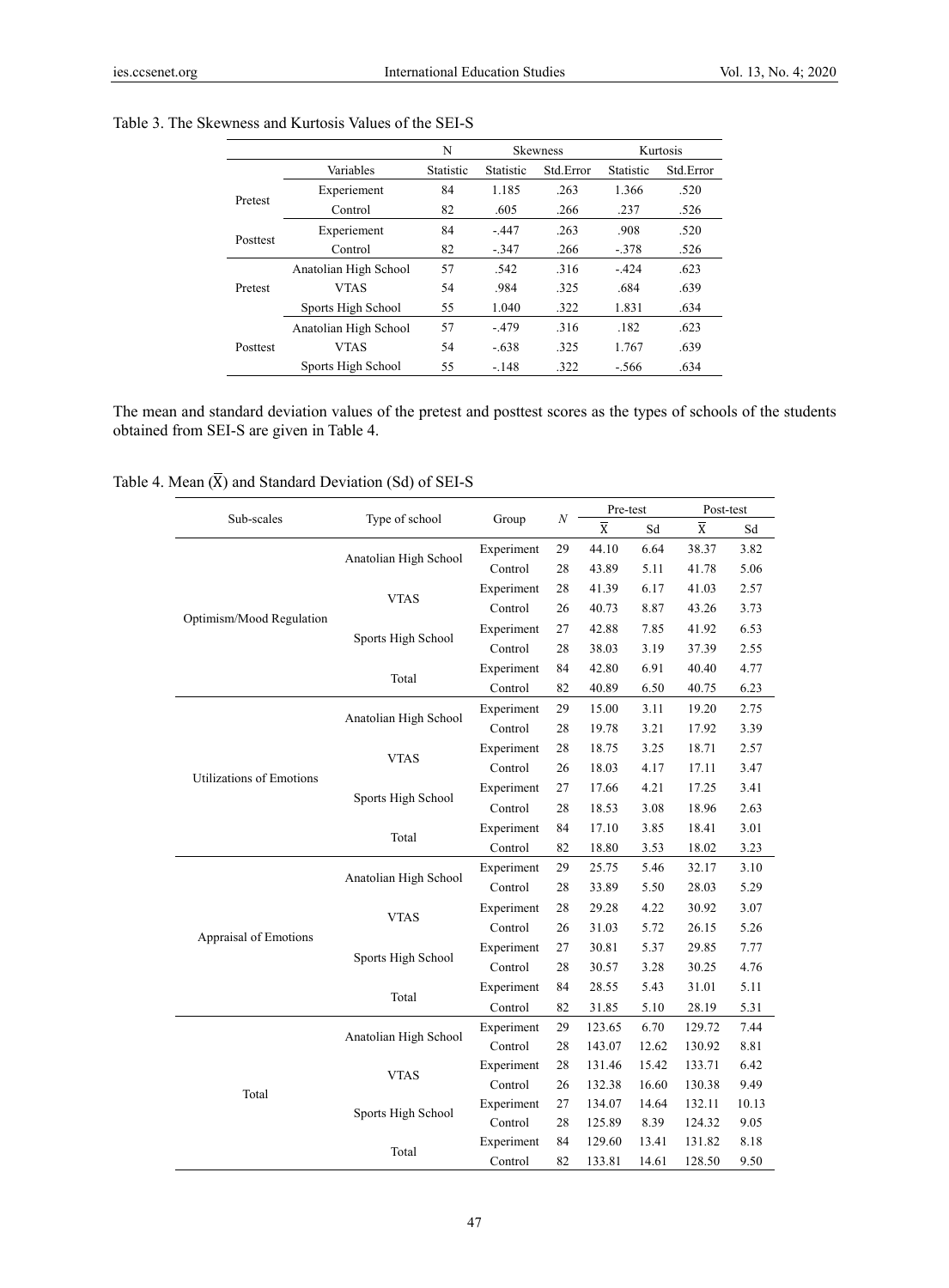Table 3. The Skewness and Kurtosis Values of the SEI-S

| | | N | Skewness | | Kurtosis | |
|---|---|---|---|---|---|---|
| | Variables | Statistic | Statistic | Std.Error | Statistic | Std.Error |
| Pretest | Experiement | 84 | 1.185 | .263 | 1.366 | .520 |
| | Control | 82 | .605 | .266 | .237 | .526 |
| Posttest | Experiement | 84 | -.447 | .263 | .908 | .520 |
| | Control | 82 | -.347 | .266 | -.378 | .526 |
| Pretest | Anatolian High School | 57 | .542 | .316 | -.424 | .623 |
| | VTAS | 54 | .984 | .325 | .684 | .639 |
| | Sports High School | 55 | 1.040 | .322 | 1.831 | .634 |
| Posttest | Anatolian High School | 57 | -.479 | .316 | .182 | .623 |
| | VTAS | 54 | -.638 | .325 | 1.767 | .639 |
| | Sports High School | 55 | -.148 | .322 | -.566 | .634 |

The mean and standard deviation values of the pretest and posttest scores as the types of schools of the students obtained from SEI-S are given in Table 4.

Table 4. Mean ($\overline{X}$) and Standard Deviation (Sd) of SEI-S

| Sub-scales | Type of school | Group | $N$ | Pre-test | | Post-test | |
|---|---|---|---|---|---|---|---|
| | | | | $\overline{X}$ | Sd | $\overline{X}$ | Sd |
| Optimism/Mood Regulation | Anatolian High School | Experiment | 29 | 44.10 | 6.64 | 38.37 | 3.82 |
| | | Control | 28 | 43.89 | 5.11 | 41.78 | 5.06 |
| | VTAS | Experiment | 28 | 41.39 | 6.17 | 41.03 | 2.57 |
| | | Control | 26 | 40.73 | 8.87 | 43.26 | 3.73 |
| | Sports High School | Experiment | 27 | 42.88 | 7.85 | 41.92 | 6.53 |
| | | Control | 28 | 38.03 | 3.19 | 37.39 | 2.55 |
| | Total | Experiment | 84 | 42.80 | 6.91 | 40.40 | 4.77 |
| | | Control | 82 | 40.89 | 6.50 | 40.75 | 6.23 |
| Utilizations of Emotions | Anatolian High School | Experiment | 29 | 15.00 | 3.11 | 19.20 | 2.75 |
| | | Control | 28 | 19.78 | 3.21 | 17.92 | 3.39 |
| | VTAS | Experiment | 28 | 18.75 | 3.25 | 18.71 | 2.57 |
| | | Control | 26 | 18.03 | 4.17 | 17.11 | 3.47 |
| | Sports High School | Experiment | 27 | 17.66 | 4.21 | 17.25 | 3.41 |
| | | Control | 28 | 18.53 | 3.08 | 18.96 | 2.63 |
| | Total | Experiment | 84 | 17.10 | 3.85 | 18.41 | 3.01 |
| | | Control | 82 | 18.80 | 3.53 | 18.02 | 3.23 |
| Appraisal of Emotions | Anatolian High School | Experiment | 29 | 25.75 | 5.46 | 32.17 | 3.10 |
| | | Control | 28 | 33.89 | 5.50 | 28.03 | 5.29 |
| | VTAS | Experiment | 28 | 29.28 | 4.22 | 30.92 | 3.07 |
| | | Control | 26 | 31.03 | 5.72 | 26.15 | 5.26 |
| | Sports High School | Experiment | 27 | 30.81 | 5.37 | 29.85 | 7.77 |
| | | Control | 28 | 30.57 | 3.28 | 30.25 | 4.76 |
| | Total | Experiment | 84 | 28.55 | 5.43 | 31.01 | 5.11 |
| | | Control | 82 | 31.85 | 5.10 | 28.19 | 5.31 |
| Total | Anatolian High School | Experiment | 29 | 123.65 | 6.70 | 129.72 | 7.44 |
| | | Control | 28 | 143.07 | 12.62 | 130.92 | 8.81 |
| | VTAS | Experiment | 28 | 131.46 | 15.42 | 133.71 | 6.42 |
| | | Control | 26 | 132.38 | 16.60 | 130.38 | 9.49 |
| | Sports High School | Experiment | 27 | 134.07 | 14.64 | 132.11 | 10.13 |
| | | Control | 28 | 125.89 | 8.39 | 124.32 | 9.05 |
| | Total | Experiment | 84 | 129.60 | 13.41 | 131.82 | 8.18 |
| | | Control | 82 | 133.81 | 14.61 | 128.50 | 9.50 |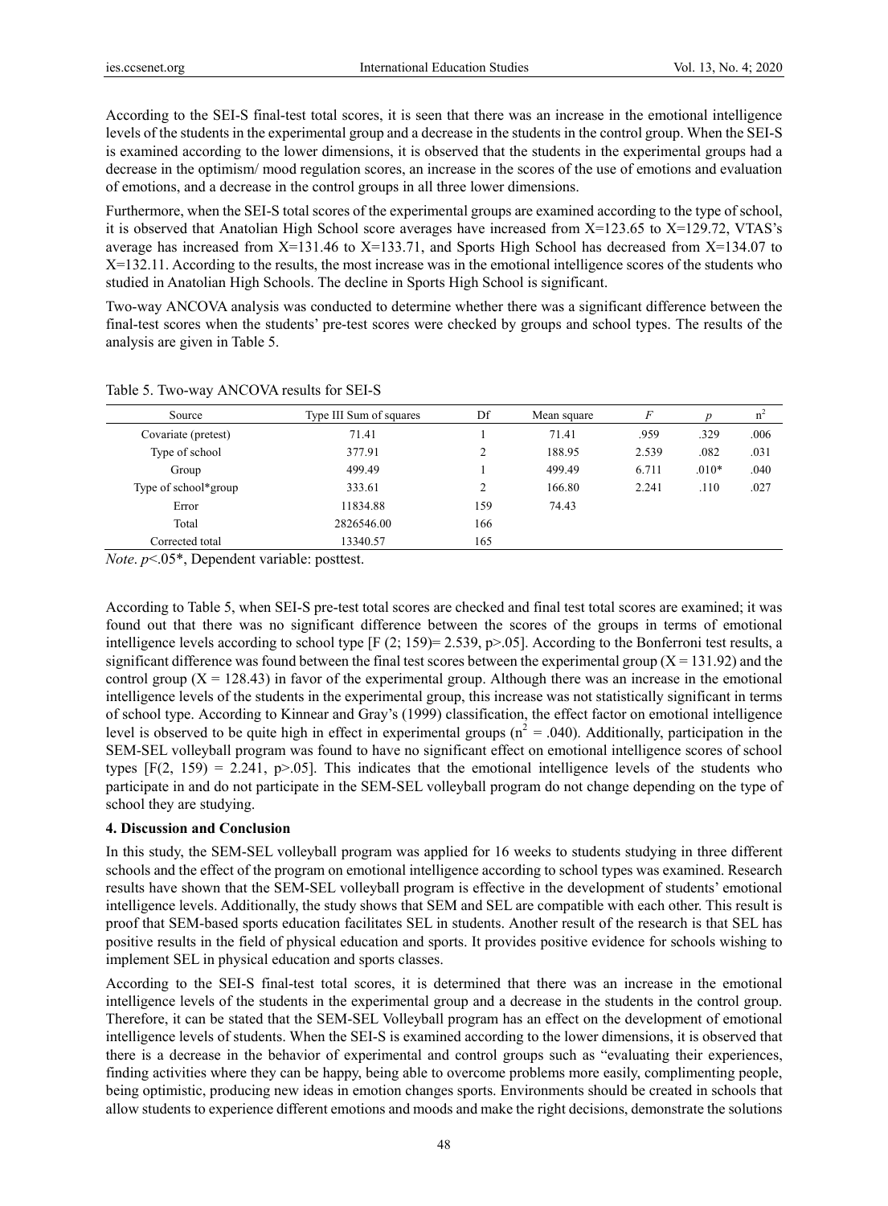According to the SEI-S final-test total scores, it is seen that there was an increase in the emotional intelligence levels of the students in the experimental group and a decrease in the students in the control group. When the SEI-S is examined according to the lower dimensions, it is observed that the students in the experimental groups had a decrease in the optimism/ mood regulation scores, an increase in the scores of the use of emotions and evaluation of emotions, and a decrease in the control groups in all three lower dimensions.

Furthermore, when the SEI-S total scores of the experimental groups are examined according to the type of school, it is observed that Anatolian High School score averages have increased from X=123.65 to X=129.72, VTAS's average has increased from X=131.46 to X=133.71, and Sports High School has decreased from X=134.07 to X=132.11. According to the results, the most increase was in the emotional intelligence scores of the students who studied in Anatolian High Schools. The decline in Sports High School is significant.

Two-way ANCOVA analysis was conducted to determine whether there was a significant difference between the final-test scores when the students' pre-test scores were checked by groups and school types. The results of the analysis are given in Table 5.

Table 5. Two-way ANCOVA results for SEI-S

| Source | Type III Sum of squares | Df | Mean square | *F* | *p* | $n^2$ |
|---|---|---|---|---|---|---|
| Covariate (pretest) | 71.41 | 1 | 71.41 | .959 | .329 | .006 |
| Type of school | 377.91 | 2 | 188.95 | 2.539 | .082 | .031 |
| Group | 499.49 | 1 | 499.49 | 6.711 | .010* | .040 |
| Type of school*group | 333.61 | 2 | 166.80 | 2.241 | .110 | .027 |
| Error | 11834.88 | 159 | 74.43 | | | |
| Total | 2826546.00 | 166 | | | | |
| Corrected total | 13340.57 | 165 | | | | |

*Note*. $p<.05$*, Dependent variable: posttest.

According to Table 5, when SEI-S pre-test total scores are checked and final test total scores are examined; it was found out that there was no significant difference between the scores of the groups in terms of emotional intelligence levels according to school type [F (2; 159)= 2.539, p>.05]. According to the Bonferroni test results, a significant difference was found between the final test scores between the experimental group (X = 131.92) and the control group (X = 128.43) in favor of the experimental group. Although there was an increase in the emotional intelligence levels of the students in the experimental group, this increase was not statistically significant in terms of school type. According to Kinnear and Gray's (1999) classification, the effect factor on emotional intelligence level is observed to be quite high in effect in experimental groups ($n^2$ = .040). Additionally, participation in the SEM-SEL volleyball program was found to have no significant effect on emotional intelligence scores of school types [F(2, 159) = 2.241, p>.05]. This indicates that the emotional intelligence levels of the students who participate in and do not participate in the SEM-SEL volleyball program do not change depending on the type of school they are studying.

## 4. Discussion and Conclusion

In this study, the SEM-SEL volleyball program was applied for 16 weeks to students studying in three different schools and the effect of the program on emotional intelligence according to school types was examined. Research results have shown that the SEM-SEL volleyball program is effective in the development of students' emotional intelligence levels. Additionally, the study shows that SEM and SEL are compatible with each other. This result is proof that SEM-based sports education facilitates SEL in students. Another result of the research is that SEL has positive results in the field of physical education and sports. It provides positive evidence for schools wishing to implement SEL in physical education and sports classes.

According to the SEI-S final-test total scores, it is determined that there was an increase in the emotional intelligence levels of the students in the experimental group and a decrease in the students in the control group. Therefore, it can be stated that the SEM-SEL Volleyball program has an effect on the development of emotional intelligence levels of students. When the SEI-S is examined according to the lower dimensions, it is observed that there is a decrease in the behavior of experimental and control groups such as "evaluating their experiences, finding activities where they can be happy, being able to overcome problems more easily, complimenting people, being optimistic, producing new ideas in emotion changes sports. Environments should be created in schools that allow students to experience different emotions and moods and make the right decisions, demonstrate the solutions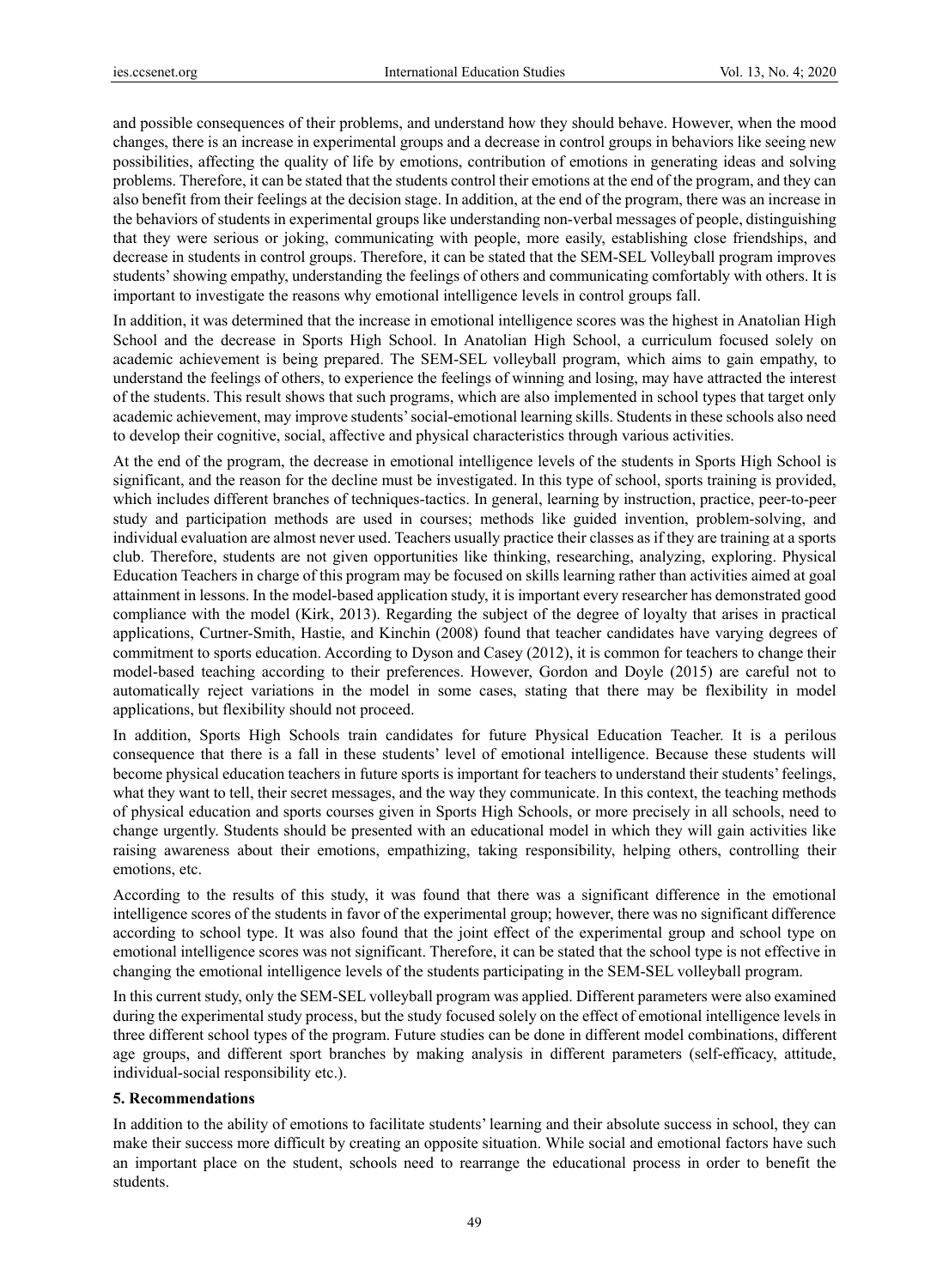and possible consequences of their problems, and understand how they should behave. However, when the mood changes, there is an increase in experimental groups and a decrease in control groups in behaviors like seeing new possibilities, affecting the quality of life by emotions, contribution of emotions in generating ideas and solving problems. Therefore, it can be stated that the students control their emotions at the end of the program, and they can also benefit from their feelings at the decision stage. In addition, at the end of the program, there was an increase in the behaviors of students in experimental groups like understanding non-verbal messages of people, distinguishing that they were serious or joking, communicating with people, more easily, establishing close friendships, and decrease in students in control groups. Therefore, it can be stated that the SEM-SEL Volleyball program improves students' showing empathy, understanding the feelings of others and communicating comfortably with others. It is important to investigate the reasons why emotional intelligence levels in control groups fall.

In addition, it was determined that the increase in emotional intelligence scores was the highest in Anatolian High School and the decrease in Sports High School. In Anatolian High School, a curriculum focused solely on academic achievement is being prepared. The SEM-SEL volleyball program, which aims to gain empathy, to understand the feelings of others, to experience the feelings of winning and losing, may have attracted the interest of the students. This result shows that such programs, which are also implemented in school types that target only academic achievement, may improve students' social-emotional learning skills. Students in these schools also need to develop their cognitive, social, affective and physical characteristics through various activities.

At the end of the program, the decrease in emotional intelligence levels of the students in Sports High School is significant, and the reason for the decline must be investigated. In this type of school, sports training is provided, which includes different branches of techniques-tactics. In general, learning by instruction, practice, peer-to-peer study and participation methods are used in courses; methods like guided invention, problem-solving, and individual evaluation are almost never used. Teachers usually practice their classes as if they are training at a sports club. Therefore, students are not given opportunities like thinking, researching, analyzing, exploring. Physical Education Teachers in charge of this program may be focused on skills learning rather than activities aimed at goal attainment in lessons. In the model-based application study, it is important every researcher has demonstrated good compliance with the model (Kirk, 2013). Regarding the subject of the degree of loyalty that arises in practical applications, Curtner-Smith, Hastie, and Kinchin (2008) found that teacher candidates have varying degrees of commitment to sports education. According to Dyson and Casey (2012), it is common for teachers to change their model-based teaching according to their preferences. However, Gordon and Doyle (2015) are careful not to automatically reject variations in the model in some cases, stating that there may be flexibility in model applications, but flexibility should not proceed.

In addition, Sports High Schools train candidates for future Physical Education Teacher. It is a perilous consequence that there is a fall in these students' level of emotional intelligence. Because these students will become physical education teachers in future sports is important for teachers to understand their students' feelings, what they want to tell, their secret messages, and the way they communicate. In this context, the teaching methods of physical education and sports courses given in Sports High Schools, or more precisely in all schools, need to change urgently. Students should be presented with an educational model in which they will gain activities like raising awareness about their emotions, empathizing, taking responsibility, helping others, controlling their emotions, etc.

According to the results of this study, it was found that there was a significant difference in the emotional intelligence scores of the students in favor of the experimental group; however, there was no significant difference according to school type. It was also found that the joint effect of the experimental group and school type on emotional intelligence scores was not significant. Therefore, it can be stated that the school type is not effective in changing the emotional intelligence levels of the students participating in the SEM-SEL volleyball program.

In this current study, only the SEM-SEL volleyball program was applied. Different parameters were also examined during the experimental study process, but the study focused solely on the effect of emotional intelligence levels in three different school types of the program. Future studies can be done in different model combinations, different age groups, and different sport branches by making analysis in different parameters (self-efficacy, attitude, individual-social responsibility etc.).

## 5. Recommendations

In addition to the ability of emotions to facilitate students' learning and their absolute success in school, they can make their success more difficult by creating an opposite situation. While social and emotional factors have such an important place on the student, schools need to rearrange the educational process in order to benefit the students.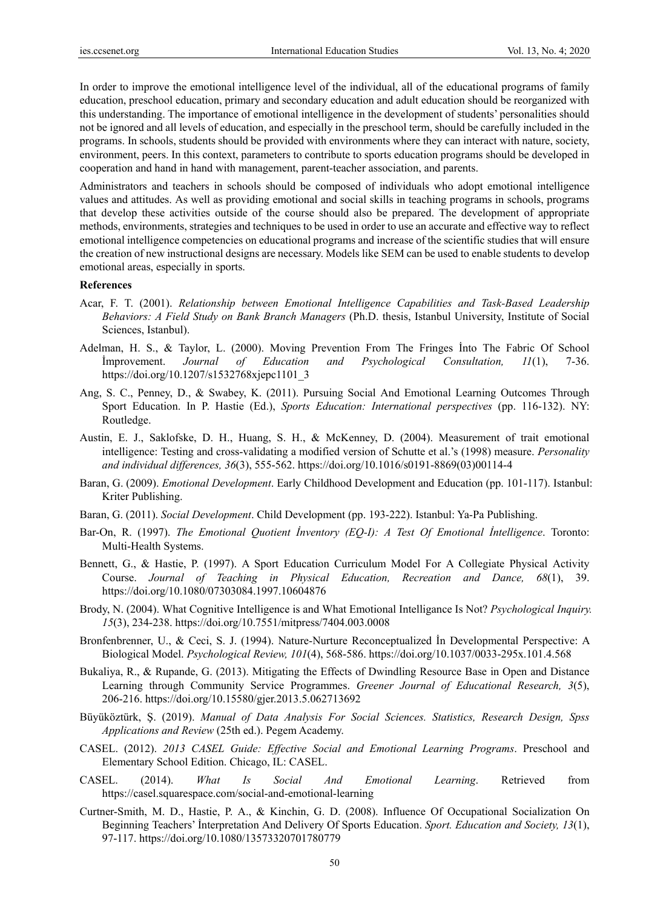In order to improve the emotional intelligence level of the individual, all of the educational programs of family education, preschool education, primary and secondary education and adult education should be reorganized with this understanding. The importance of emotional intelligence in the development of students' personalities should not be ignored and all levels of education, and especially in the preschool term, should be carefully included in the programs. In schools, students should be provided with environments where they can interact with nature, society, environment, peers. In this context, parameters to contribute to sports education programs should be developed in cooperation and hand in hand with management, parent-teacher association, and parents.

Administrators and teachers in schools should be composed of individuals who adopt emotional intelligence values and attitudes. As well as providing emotional and social skills in teaching programs in schools, programs that develop these activities outside of the course should also be prepared. The development of appropriate methods, environments, strategies and techniques to be used in order to use an accurate and effective way to reflect emotional intelligence competencies on educational programs and increase of the scientific studies that will ensure the creation of new instructional designs are necessary. Models like SEM can be used to enable students to develop emotional areas, especially in sports.

**References**

Acar, F. T. (2001). *Relationship between Emotional Intelligence Capabilities and Task-Based Leadership Behaviors: A Field Study on Bank Branch Managers* (Ph.D. thesis, Istanbul University, Institute of Social Sciences, Istanbul).

Adelman, H. S., & Taylor, L. (2000). Moving Prevention From The Fringes İnto The Fabric Of School İmprovement. *Journal of Education and Psychological Consultation, 11*(1), 7-36. https://doi.org/10.1207/s1532768xjepc1101_3

Ang, S. C., Penney, D., & Swabey, K. (2011). Pursuing Social And Emotional Learning Outcomes Through Sport Education. In P. Hastie (Ed.), *Sports Education: International perspectives* (pp. 116-132). NY: Routledge.

Austin, E. J., Saklofske, D. H., Huang, S. H., & McKenney, D. (2004). Measurement of trait emotional intelligence: Testing and cross-validating a modified version of Schutte et al.'s (1998) measure. *Personality and individual differences, 36*(3), 555-562. https://doi.org/10.1016/s0191-8869(03)00114-4

Baran, G. (2009). *Emotional Development*. Early Childhood Development and Education (pp. 101-117). Istanbul: Kriter Publishing.

Baran, G. (2011). *Social Development*. Child Development (pp. 193-222). Istanbul: Ya-Pa Publishing.

Bar-On, R. (1997). *The Emotional Quotient İnventory (EQ-I): A Test Of Emotional İntelligence*. Toronto: Multi-Health Systems.

Bennett, G., & Hastie, P. (1997). A Sport Education Curriculum Model For A Collegiate Physical Activity Course. *Journal of Teaching in Physical Education, Recreation and Dance, 68*(1), 39. https://doi.org/10.1080/07303084.1997.10604876

Brody, N. (2004). What Cognitive Intelligence is and What Emotional Intelligance Is Not? *Psychological Inquiry. 15*(3), 234-238. https://doi.org/10.7551/mitpress/7404.003.0008

Bronfenbrenner, U., & Ceci, S. J. (1994). Nature-Nurture Reconceptualized İn Developmental Perspective: A Biological Model. *Psychological Review, 101*(4), 568-586. https://doi.org/10.1037/0033-295x.101.4.568

Bukaliya, R., & Rupande, G. (2013). Mitigating the Effects of Dwindling Resource Base in Open and Distance Learning through Community Service Programmes. *Greener Journal of Educational Research, 3*(5), 206-216. https://doi.org/10.15580/gjer.2013.5.062713692

Büyüköztürk, Ş. (2019). *Manual of Data Analysis For Social Sciences. Statistics, Research Design, Spss Applications and Review* (25th ed.). Pegem Academy.

CASEL. (2012). *2013 CASEL Guide: Effective Social and Emotional Learning Programs*. Preschool and Elementary School Edition. Chicago, IL: CASEL.

CASEL. (2014). *What Is Social And Emotional Learning*. Retrieved from https://casel.squarespace.com/social-and-emotional-learning

Curtner-Smith, M. D., Hastie, P. A., & Kinchin, G. D. (2008). Influence Of Occupational Socialization On Beginning Teachers' İnterpretation And Delivery Of Sports Education. *Sport. Education and Society, 13*(1), 97-117. https://doi.org/10.1080/13573320701780779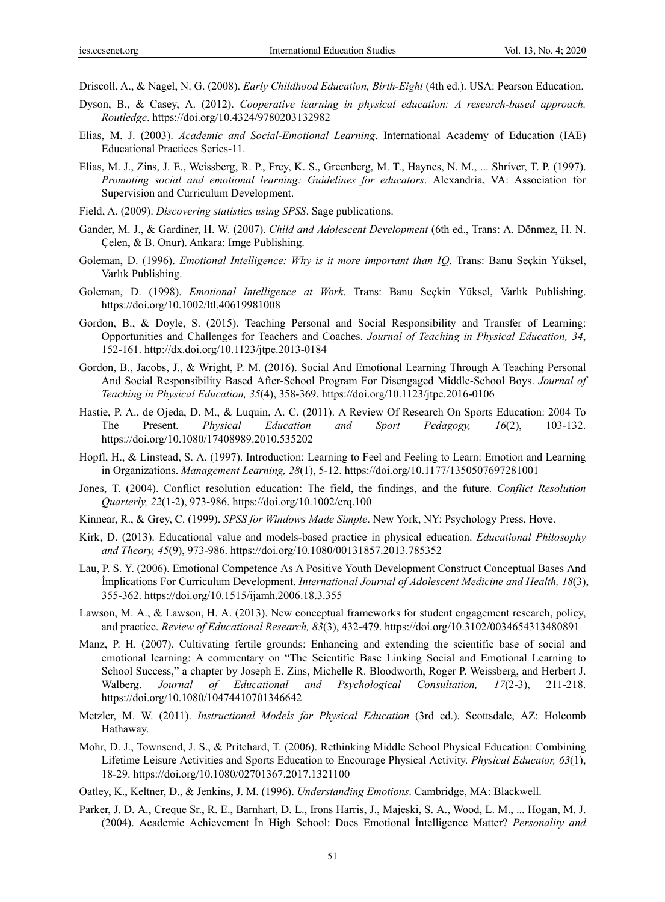Driscoll, A., & Nagel, N. G. (2008). *Early Childhood Education, Birth-Eight* (4th ed.). USA: Pearson Education.

Dyson, B., & Casey, A. (2012). *Cooperative learning in physical education: A research-based approach. Routledge*. https://doi.org/10.4324/9780203132982

Elias, M. J. (2003). *Academic and Social-Emotional Learning*. International Academy of Education (IAE) Educational Practices Series-11.

Elias, M. J., Zins, J. E., Weissberg, R. P., Frey, K. S., Greenberg, M. T., Haynes, N. M., ... Shriver, T. P. (1997). *Promoting social and emotional learning: Guidelines for educators*. Alexandria, VA: Association for Supervision and Curriculum Development.

Field, A. (2009). *Discovering statistics using SPSS*. Sage publications.

Gander, M. J., & Gardiner, H. W. (2007). *Child and Adolescent Development* (6th ed., Trans: A. Dönmez, H. N. Çelen, & B. Onur). Ankara: Imge Publishing.

Goleman, D. (1996). *Emotional Intelligence: Why is it more important than IQ*. Trans: Banu Seçkin Yüksel, Varlık Publishing.

Goleman, D. (1998). *Emotional Intelligence at Work*. Trans: Banu Seçkin Yüksel, Varlık Publishing. https://doi.org/10.1002/ltl.40619981008

Gordon, B., & Doyle, S. (2015). Teaching Personal and Social Responsibility and Transfer of Learning: Opportunities and Challenges for Teachers and Coaches. *Journal of Teaching in Physical Education, 34*, 152-161. http://dx.doi.org/10.1123/jtpe.2013-0184

Gordon, B., Jacobs, J., & Wright, P. M. (2016). Social And Emotional Learning Through A Teaching Personal And Social Responsibility Based After-School Program For Disengaged Middle-School Boys. *Journal of Teaching in Physical Education, 35*(4), 358-369. https://doi.org/10.1123/jtpe.2016-0106

Hastie, P. A., de Ojeda, D. M., & Luquin, A. C. (2011). A Review Of Research On Sports Education: 2004 To The Present. *Physical Education and Sport Pedagogy, 16*(2), 103-132. https://doi.org/10.1080/17408989.2010.535202

Hopfl, H., & Linstead, S. A. (1997). Introduction: Learning to Feel and Feeling to Learn: Emotion and Learning in Organizations. *Management Learning, 28*(1), 5-12. https://doi.org/10.1177/1350507697281001

Jones, T. (2004). Conflict resolution education: The field, the findings, and the future. *Conflict Resolution Quarterly, 22*(1-2), 973-986. https://doi.org/10.1002/crq.100

Kinnear, R., & Grey, C. (1999). *SPSS for Windows Made Simple*. New York, NY: Psychology Press, Hove.

Kirk, D. (2013). Educational value and models-based practice in physical education. *Educational Philosophy and Theory, 45*(9), 973-986. https://doi.org/10.1080/00131857.2013.785352

Lau, P. S. Y. (2006). Emotional Competence As A Positive Youth Development Construct Conceptual Bases And İmplications For Curriculum Development. *International Journal of Adolescent Medicine and Health, 18*(3), 355-362. https://doi.org/10.1515/ijamh.2006.18.3.355

Lawson, M. A., & Lawson, H. A. (2013). New conceptual frameworks for student engagement research, policy, and practice. *Review of Educational Research, 83*(3), 432-479. https://doi.org/10.3102/0034654313480891

Manz, P. H. (2007). Cultivating fertile grounds: Enhancing and extending the scientific base of social and emotional learning: A commentary on "The Scientific Base Linking Social and Emotional Learning to School Success," a chapter by Joseph E. Zins, Michelle R. Bloodworth, Roger P. Weissberg, and Herbert J. Walberg. *Journal of Educational and Psychological Consultation, 17*(2-3), 211-218. https://doi.org/10.1080/10474410701346642

Metzler, M. W. (2011). *Instructional Models for Physical Education* (3rd ed.). Scottsdale, AZ: Holcomb Hathaway.

Mohr, D. J., Townsend, J. S., & Pritchard, T. (2006). Rethinking Middle School Physical Education: Combining Lifetime Leisure Activities and Sports Education to Encourage Physical Activity. *Physical Educator, 63*(1), 18-29. https://doi.org/10.1080/02701367.2017.1321100

Oatley, K., Keltner, D., & Jenkins, J. M. (1996). *Understanding Emotions*. Cambridge, MA: Blackwell.

Parker, J. D. A., Creque Sr., R. E., Barnhart, D. L., Irons Harris, J., Majeski, S. A., Wood, L. M., ... Hogan, M. J. (2004). Academic Achievement İn High School: Does Emotional İntelligence Matter? *Personality and*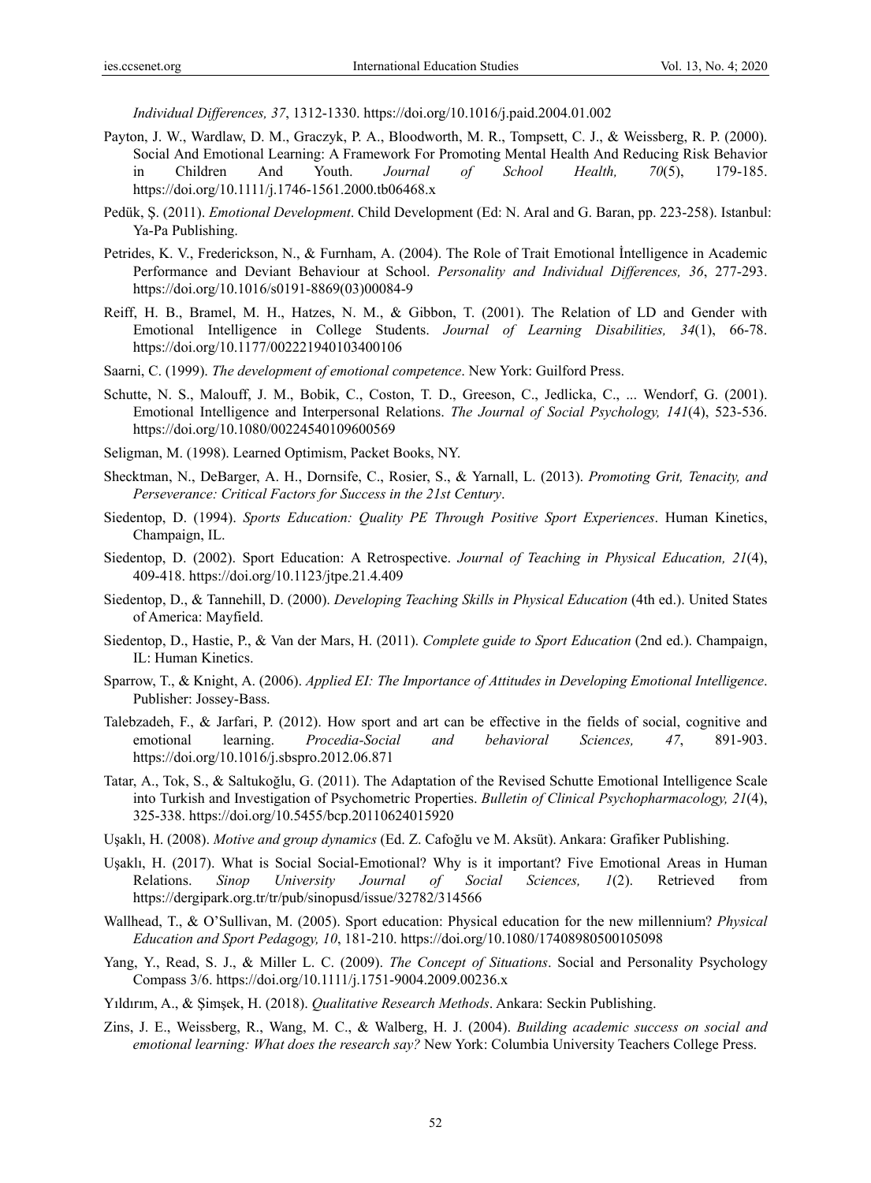*Individual Differences, 37*, 1312-1330. https://doi.org/10.1016/j.paid.2004.01.002

Payton, J. W., Wardlaw, D. M., Graczyk, P. A., Bloodworth, M. R., Tompsett, C. J., & Weissberg, R. P. (2000). Social And Emotional Learning: A Framework For Promoting Mental Health And Reducing Risk Behavior in Children And Youth. *Journal of School Health, 70*(5), 179-185. https://doi.org/10.1111/j.1746-1561.2000.tb06468.x

Pedük, Ş. (2011). *Emotional Development*. Child Development (Ed: N. Aral and G. Baran, pp. 223-258). Istanbul: Ya-Pa Publishing.

Petrides, K. V., Frederickson, N., & Furnham, A. (2004). The Role of Trait Emotional İntelligence in Academic Performance and Deviant Behaviour at School. *Personality and Individual Differences, 36*, 277-293. https://doi.org/10.1016/s0191-8869(03)00084-9

Reiff, H. B., Bramel, M. H., Hatzes, N. M., & Gibbon, T. (2001). The Relation of LD and Gender with Emotional Intelligence in College Students. *Journal of Learning Disabilities, 34*(1), 66-78. https://doi.org/10.1177/002221940103400106

Saarni, C. (1999). *The development of emotional competence*. New York: Guilford Press.

Schutte, N. S., Malouff, J. M., Bobik, C., Coston, T. D., Greeson, C., Jedlicka, C., ... Wendorf, G. (2001). Emotional Intelligence and Interpersonal Relations. *The Journal of Social Psychology, 141*(4), 523-536. https://doi.org/10.1080/00224540109600569

Seligman, M. (1998). Learned Optimism, Packet Books, NY.

Shecktman, N., DeBarger, A. H., Dornsife, C., Rosier, S., & Yarnall, L. (2013). *Promoting Grit, Tenacity, and Perseverance: Critical Factors for Success in the 21st Century*.

Siedentop, D. (1994). *Sports Education: Quality PE Through Positive Sport Experiences*. Human Kinetics, Champaign, IL.

Siedentop, D. (2002). Sport Education: A Retrospective. *Journal of Teaching in Physical Education, 21*(4), 409-418. https://doi.org/10.1123/jtpe.21.4.409

Siedentop, D., & Tannehill, D. (2000). *Developing Teaching Skills in Physical Education* (4th ed.). United States of America: Mayfield.

Siedentop, D., Hastie, P., & Van der Mars, H. (2011). *Complete guide to Sport Education* (2nd ed.). Champaign, IL: Human Kinetics.

Sparrow, T., & Knight, A. (2006). *Applied EI: The Importance of Attitudes in Developing Emotional Intelligence*. Publisher: Jossey-Bass.

Talebzadeh, F., & Jarfari, P. (2012). How sport and art can be effective in the fields of social, cognitive and emotional learning. *Procedia-Social and behavioral Sciences, 47*, 891-903. https://doi.org/10.1016/j.sbspro.2012.06.871

Tatar, A., Tok, S., & Saltukoğlu, G. (2011). The Adaptation of the Revised Schutte Emotional Intelligence Scale into Turkish and Investigation of Psychometric Properties. *Bulletin of Clinical Psychopharmacology, 21*(4), 325-338. https://doi.org/10.5455/bcp.20110624015920

Uşaklı, H. (2008). *Motive and group dynamics* (Ed. Z. Cafoğlu ve M. Aksüt). Ankara: Grafiker Publishing.

Uşaklı, H. (2017). What is Social Social-Emotional? Why is it important? Five Emotional Areas in Human Relations. *Sinop University Journal of Social Sciences, 1*(2). Retrieved from https://dergipark.org.tr/tr/pub/sinopusd/issue/32782/314566

Wallhead, T., & O'Sullivan, M. (2005). Sport education: Physical education for the new millennium? *Physical Education and Sport Pedagogy, 10*, 181-210. https://doi.org/10.1080/17408980500105098

Yang, Y., Read, S. J., & Miller L. C. (2009). *The Concept of Situations*. Social and Personality Psychology Compass 3/6. https://doi.org/10.1111/j.1751-9004.2009.00236.x

Yıldırım, A., & Şimşek, H. (2018). *Qualitative Research Methods*. Ankara: Seckin Publishing.

Zins, J. E., Weissberg, R., Wang, M. C., & Walberg, H. J. (2004). *Building academic success on social and emotional learning: What does the research say?* New York: Columbia University Teachers College Press.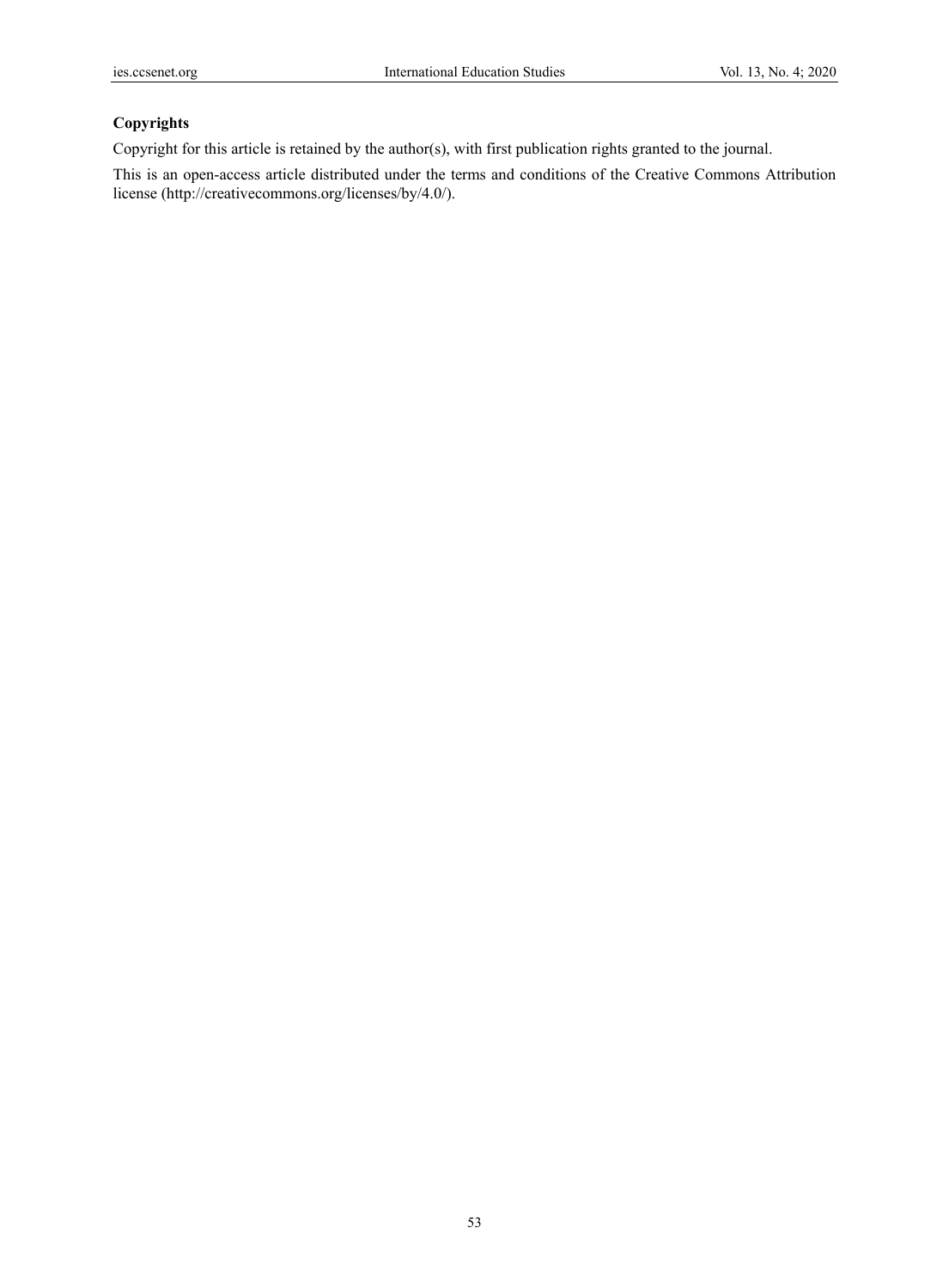**Copyrights**

Copyright for this article is retained by the author(s), with first publication rights granted to the journal.

This is an open-access article distributed under the terms and conditions of the Creative Commons Attribution license (http://creativecommons.org/licenses/by/4.0/).